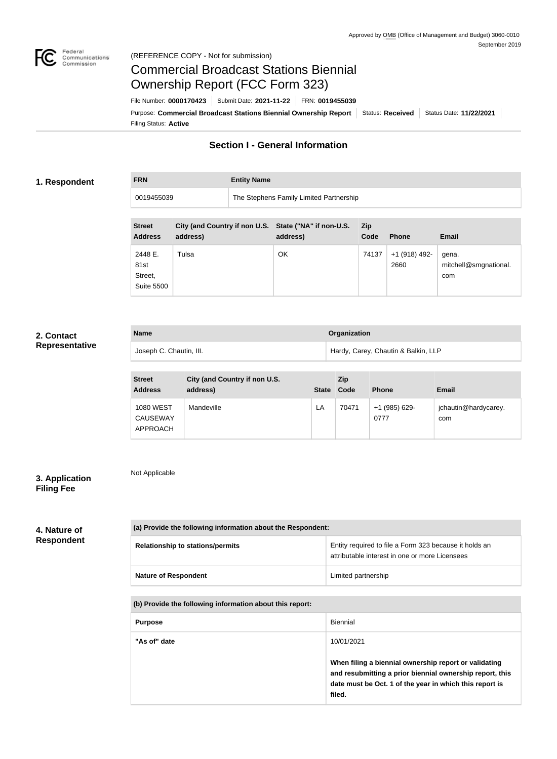Approved by OMB (Office of Management and Budget) 3060-0010
September 2019

(REFERENCE COPY - Not for submission)

# Commercial Broadcast Stations Biennial Ownership Report (FCC Form 323)

File Number: **0000170423** | Submit Date: **2021-11-22** | FRN: **0019455039**

Purpose: **Commercial Broadcast Stations Biennial Ownership Report** | Status: **Received** | Status Date: **11/22/2021**

Filing Status: **Active**

## Section I - General Information

### 1. Respondent

| FRN | Entity Name |
| --- | --- |
| 0019455039 | The Stephens Family Limited Partnership |

| Street Address | City (and Country if non U.S. address) | State ("NA" if non-U.S. address) | Zip Code | Phone | Email |
| --- | --- | --- | --- | --- | --- |
| 2448 E. 81st Street, Suite 5500 | Tulsa | OK | 74137 | +1 (918) 492-2660 | gena.mitchell@smgnational.com |

### 2. Contact Representative

| Name | Organization |
| --- | --- |
| Joseph C. Chautin, III. | Hardy, Carey, Chautin & Balkin, LLP |

| Street Address | City (and Country if non U.S. address) | State | Zip Code | Phone | Email |
| --- | --- | --- | --- | --- | --- |
| 1080 WEST CAUSEWAY APPROACH | Mandeville | LA | 70471 | +1 (985) 629-0777 | jchautin@hardycarey.com |

### 3. Application Filing Fee

Not Applicable

### 4. Nature of Respondent

| (a) Provide the following information about the Respondent: | |
| --- | --- |
| **Relationship to stations/permits** | Entity required to file a Form 323 because it holds an attributable interest in one or more Licensees |
| **Nature of Respondent** | Limited partnership |

| (b) Provide the following information about this report: | |
| --- | --- |
| **Purpose** | Biennial |
| **"As of" date** | 10/01/2021<br><br>**When filing a biennial ownership report or validating and resubmitting a prior biennial ownership report, this date must be Oct. 1 of the year in which this report is filed.** |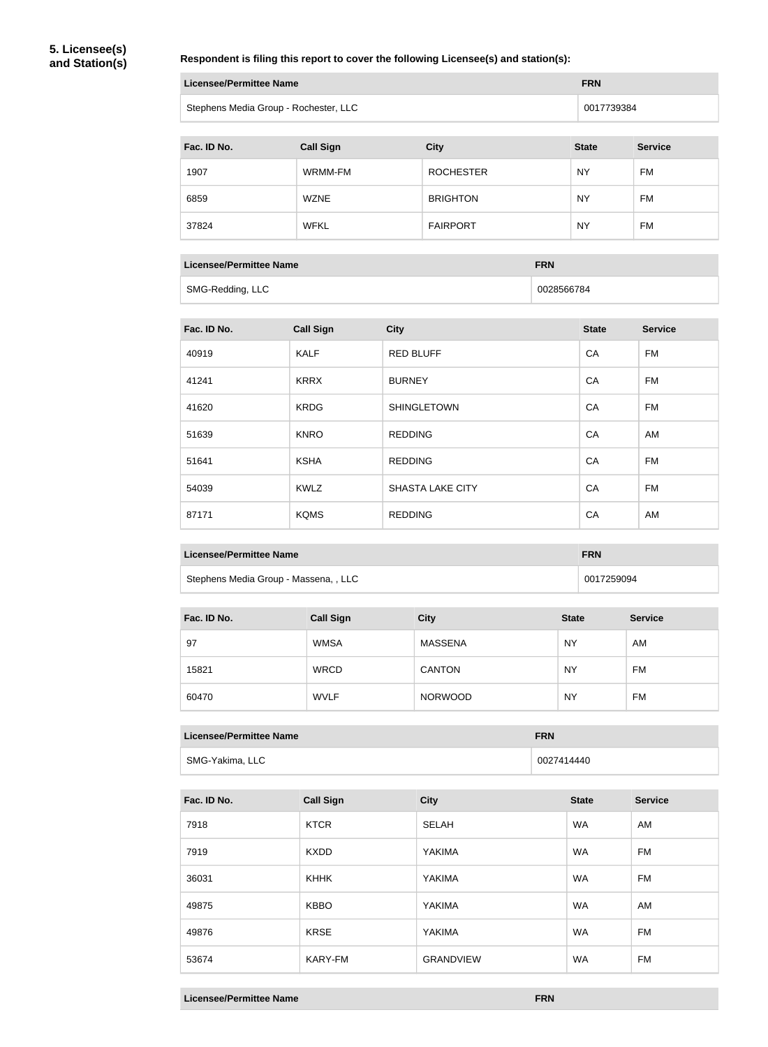## 5. Licensee(s) and Station(s)

**Respondent is filing this report to cover the following Licensee(s) and station(s):**

| Licensee/Permittee Name | FRN |
| --- | --- |
| Stephens Media Group - Rochester, LLC | 0017739384 |

| Fac. ID No. | Call Sign | City | State | Service |
| --- | --- | --- | --- | --- |
| 1907 | WRMM-FM | ROCHESTER | NY | FM |
| 6859 | WZNE | BRIGHTON | NY | FM |
| 37824 | WFKL | FAIRPORT | NY | FM |

| Licensee/Permittee Name | FRN |
| --- | --- |
| SMG-Redding, LLC | 0028566784 |

| Fac. ID No. | Call Sign | City | State | Service |
| --- | --- | --- | --- | --- |
| 40919 | KALF | RED BLUFF | CA | FM |
| 41241 | KRRX | BURNEY | CA | FM |
| 41620 | KRDG | SHINGLETOWN | CA | FM |
| 51639 | KNRO | REDDING | CA | AM |
| 51641 | KSHA | REDDING | CA | FM |
| 54039 | KWLZ | SHASTA LAKE CITY | CA | FM |
| 87171 | KQMS | REDDING | CA | AM |

| Licensee/Permittee Name | FRN |
| --- | --- |
| Stephens Media Group - Massena, , LLC | 0017259094 |

| Fac. ID No. | Call Sign | City | State | Service |
| --- | --- | --- | --- | --- |
| 97 | WMSA | MASSENA | NY | AM |
| 15821 | WRCD | CANTON | NY | FM |
| 60470 | WVLF | NORWOOD | NY | FM |

| Licensee/Permittee Name | FRN |
| --- | --- |
| SMG-Yakima, LLC | 0027414440 |

| Fac. ID No. | Call Sign | City | State | Service |
| --- | --- | --- | --- | --- |
| 7918 | KTCR | SELAH | WA | AM |
| 7919 | KXDD | YAKIMA | WA | FM |
| 36031 | KHHK | YAKIMA | WA | FM |
| 49875 | KBBO | YAKIMA | WA | AM |
| 49876 | KRSE | YAKIMA | WA | FM |
| 53674 | KARY-FM | GRANDVIEW | WA | FM |

| Licensee/Permittee Name | FRN |
| --- | --- |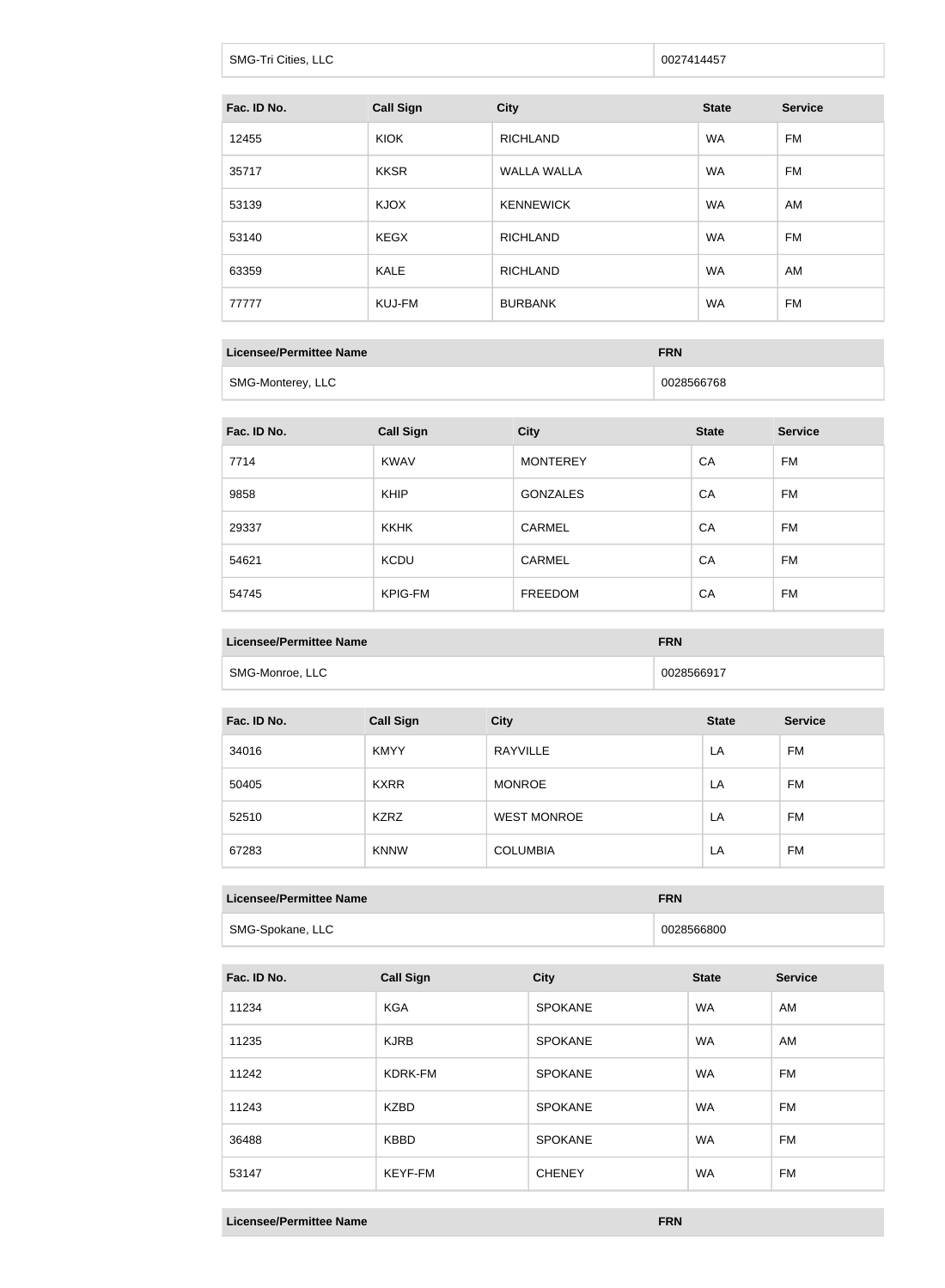| SMG-Tri Cities, LLC | 0027414457 |
|---|---|

| Fac. ID No. | Call Sign | City | State | Service |
|---|---|---|---|---|
| 12455 | KIOK | RICHLAND | WA | FM |
| 35717 | KKSR | WALLA WALLA | WA | FM |
| 53139 | KJOX | KENNEWICK | WA | AM |
| 53140 | KEGX | RICHLAND | WA | FM |
| 63359 | KALE | RICHLAND | WA | AM |
| 77777 | KUJ-FM | BURBANK | WA | FM |

| Licensee/Permittee Name | FRN |
|---|---|
| SMG-Monterey, LLC | 0028566768 |

| Fac. ID No. | Call Sign | City | State | Service |
|---|---|---|---|---|
| 7714 | KWAV | MONTEREY | CA | FM |
| 9858 | KHIP | GONZALES | CA | FM |
| 29337 | KKHK | CARMEL | CA | FM |
| 54621 | KCDU | CARMEL | CA | FM |
| 54745 | KPIG-FM | FREEDOM | CA | FM |

| Licensee/Permittee Name | FRN |
|---|---|
| SMG-Monroe, LLC | 0028566917 |

| Fac. ID No. | Call Sign | City | State | Service |
|---|---|---|---|---|
| 34016 | KMYY | RAYVILLE | LA | FM |
| 50405 | KXRR | MONROE | LA | FM |
| 52510 | KZRZ | WEST MONROE | LA | FM |
| 67283 | KNNW | COLUMBIA | LA | FM |

| Licensee/Permittee Name | FRN |
|---|---|
| SMG-Spokane, LLC | 0028566800 |

| Fac. ID No. | Call Sign | City | State | Service |
|---|---|---|---|---|
| 11234 | KGA | SPOKANE | WA | AM |
| 11235 | KJRB | SPOKANE | WA | AM |
| 11242 | KDRK-FM | SPOKANE | WA | FM |
| 11243 | KZBD | SPOKANE | WA | FM |
| 36488 | KBBD | SPOKANE | WA | FM |
| 53147 | KEYF-FM | CHENEY | WA | FM |

| Licensee/Permittee Name | FRN |
|---|---|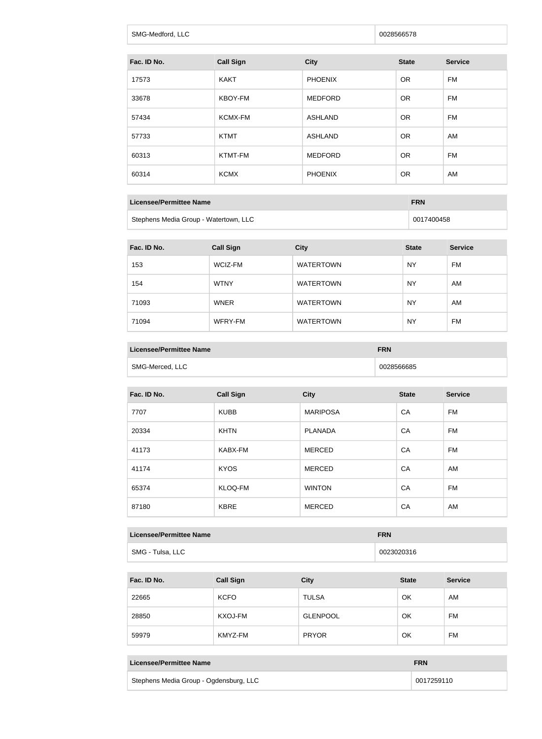| SMG-Medford, LLC | 0028566578 |
|---|---|

| Fac. ID No. | Call Sign | City | State | Service |
|---|---|---|---|---|
| 17573 | KAKT | PHOENIX | OR | FM |
| 33678 | KBOY-FM | MEDFORD | OR | FM |
| 57434 | KCMX-FM | ASHLAND | OR | FM |
| 57733 | KTMT | ASHLAND | OR | AM |
| 60313 | KTMT-FM | MEDFORD | OR | FM |
| 60314 | KCMX | PHOENIX | OR | AM |

| Licensee/Permittee Name | FRN |
|---|---|
| Stephens Media Group - Watertown, LLC | 0017400458 |

| Fac. ID No. | Call Sign | City | State | Service |
|---|---|---|---|---|
| 153 | WCIZ-FM | WATERTOWN | NY | FM |
| 154 | WTNY | WATERTOWN | NY | AM |
| 71093 | WNER | WATERTOWN | NY | AM |
| 71094 | WFRY-FM | WATERTOWN | NY | FM |

| Licensee/Permittee Name | FRN |
|---|---|
| SMG-Merced, LLC | 0028566685 |

| Fac. ID No. | Call Sign | City | State | Service |
|---|---|---|---|---|
| 7707 | KUBB | MARIPOSA | CA | FM |
| 20334 | KHTN | PLANADA | CA | FM |
| 41173 | KABX-FM | MERCED | CA | FM |
| 41174 | KYOS | MERCED | CA | AM |
| 65374 | KLOQ-FM | WINTON | CA | FM |
| 87180 | KBRE | MERCED | CA | AM |

| Licensee/Permittee Name | FRN |
|---|---|
| SMG - Tulsa, LLC | 0023020316 |

| Fac. ID No. | Call Sign | City | State | Service |
|---|---|---|---|---|
| 22665 | KCFO | TULSA | OK | AM |
| 28850 | KXOJ-FM | GLENPOOL | OK | FM |
| 59979 | KMYZ-FM | PRYOR | OK | FM |

| Licensee/Permittee Name | FRN |
|---|---|
| Stephens Media Group - Ogdensburg, LLC | 0017259110 |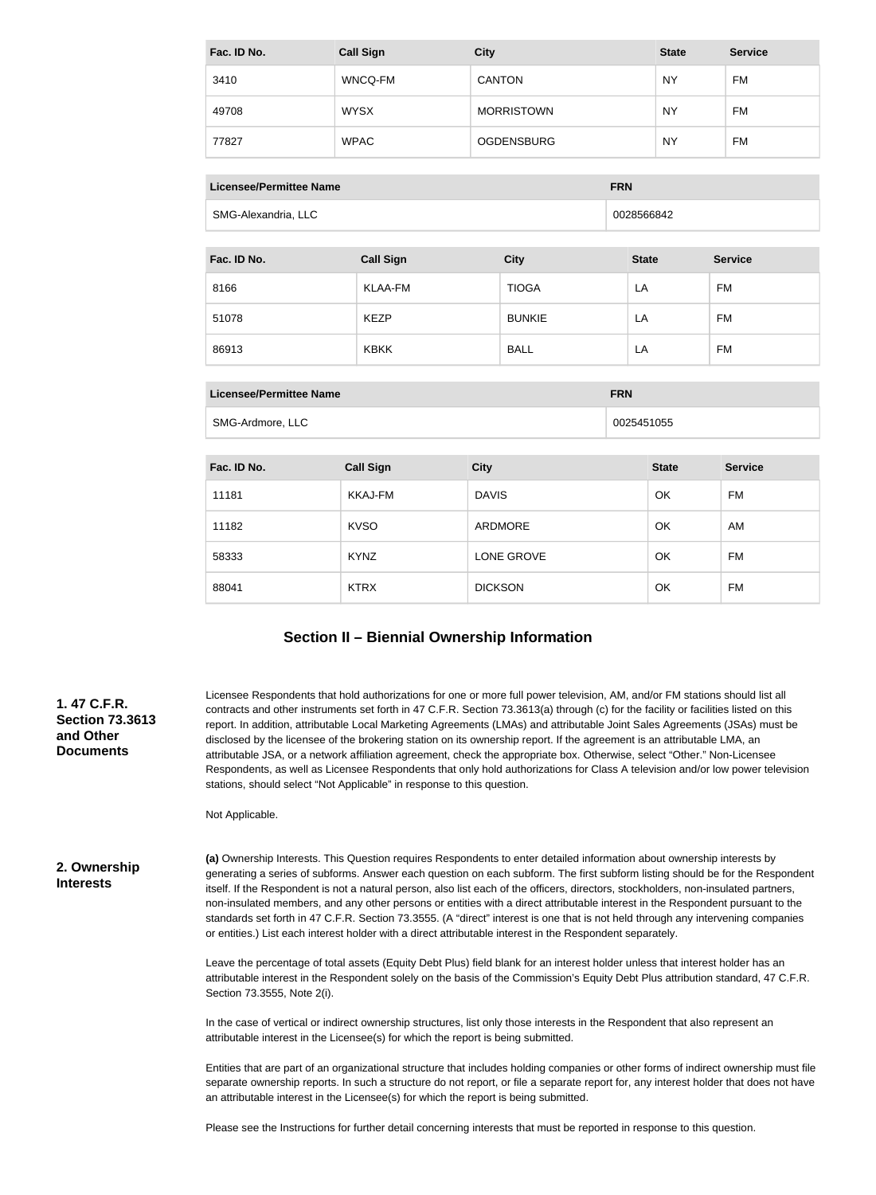| Fac. ID No. | Call Sign | City | State | Service |
| --- | --- | --- | --- | --- |
| 3410 | WNCQ-FM | CANTON | NY | FM |
| 49708 | WYSX | MORRISTOWN | NY | FM |
| 77827 | WPAC | OGDENSBURG | NY | FM |

| Licensee/Permittee Name | FRN |
| --- | --- |
| SMG-Alexandria, LLC | 0028566842 |

| Fac. ID No. | Call Sign | City | State | Service |
| --- | --- | --- | --- | --- |
| 8166 | KLAA-FM | TIOGA | LA | FM |
| 51078 | KEZP | BUNKIE | LA | FM |
| 86913 | KBKK | BALL | LA | FM |

| Licensee/Permittee Name | FRN |
| --- | --- |
| SMG-Ardmore, LLC | 0025451055 |

| Fac. ID No. | Call Sign | City | State | Service |
| --- | --- | --- | --- | --- |
| 11181 | KKAJ-FM | DAVIS | OK | FM |
| 11182 | KVSO | ARDMORE | OK | AM |
| 58333 | KYNZ | LONE GROVE | OK | FM |
| 88041 | KTRX | DICKSON | OK | FM |

## Section II – Biennial Ownership Information

**1. 47 C.F.R. Section 73.3613 and Other Documents**

Licensee Respondents that hold authorizations for one or more full power television, AM, and/or FM stations should list all contracts and other instruments set forth in 47 C.F.R. Section 73.3613(a) through (c) for the facility or facilities listed on this report. In addition, attributable Local Marketing Agreements (LMAs) and attributable Joint Sales Agreements (JSAs) must be disclosed by the licensee of the brokering station on its ownership report. If the agreement is an attributable LMA, an attributable JSA, or a network affiliation agreement, check the appropriate box. Otherwise, select "Other." Non-Licensee Respondents, as well as Licensee Respondents that only hold authorizations for Class A television and/or low power television stations, should select "Not Applicable" in response to this question.

Not Applicable.

**2. Ownership Interests**

**(a)** Ownership Interests. This Question requires Respondents to enter detailed information about ownership interests by generating a series of subforms. Answer each question on each subform. The first subform listing should be for the Respondent itself. If the Respondent is not a natural person, also list each of the officers, directors, stockholders, non-insulated partners, non-insulated members, and any other persons or entities with a direct attributable interest in the Respondent pursuant to the standards set forth in 47 C.F.R. Section 73.3555. (A "direct" interest is one that is not held through any intervening companies or entities.) List each interest holder with a direct attributable interest in the Respondent separately.

Leave the percentage of total assets (Equity Debt Plus) field blank for an interest holder unless that interest holder has an attributable interest in the Respondent solely on the basis of the Commission's Equity Debt Plus attribution standard, 47 C.F.R. Section 73.3555, Note 2(i).

In the case of vertical or indirect ownership structures, list only those interests in the Respondent that also represent an attributable interest in the Licensee(s) for which the report is being submitted.

Entities that are part of an organizational structure that includes holding companies or other forms of indirect ownership must file separate ownership reports. In such a structure do not report, or file a separate report for, any interest holder that does not have an attributable interest in the Licensee(s) for which the report is being submitted.

Please see the Instructions for further detail concerning interests that must be reported in response to this question.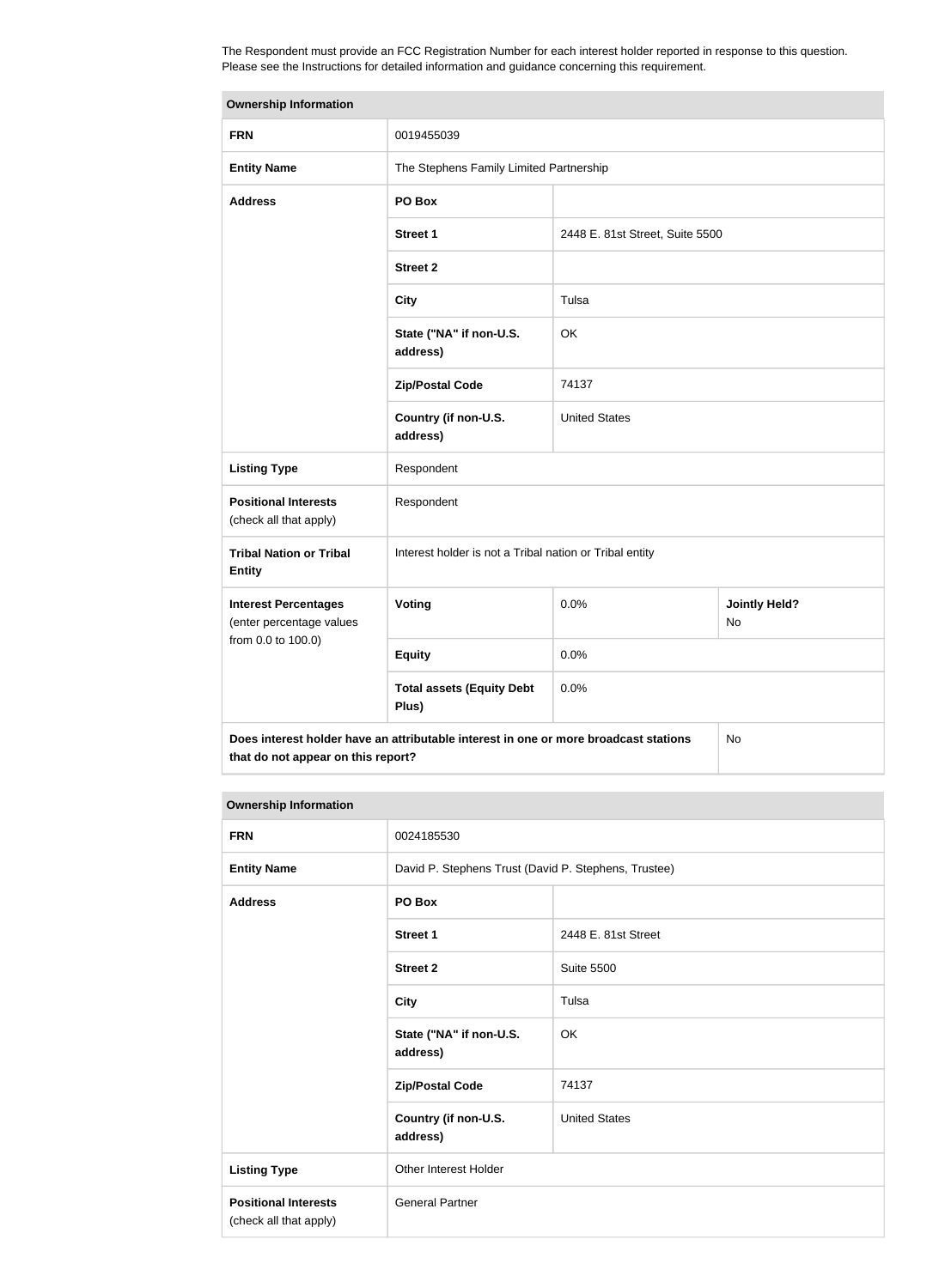The Respondent must provide an FCC Registration Number for each interest holder reported in response to this question. Please see the Instructions for detailed information and guidance concerning this requirement.

| Ownership Information | | | |
|---|---|---|---|
| **FRN** | 0019455039 | | |
| **Entity Name** | The Stephens Family Limited Partnership | | |
| **Address** | **PO Box** | | |
| | **Street 1** | 2448 E. 81st Street, Suite 5500 | |
| | **Street 2** | | |
| | **City** | Tulsa | |
| | **State ("NA" if non-U.S. address)** | OK | |
| | **Zip/Postal Code** | 74137 | |
| | **Country (if non-U.S. address)** | United States | |
| **Listing Type** | Respondent | | |
| **Positional Interests** (check all that apply) | Respondent | | |
| **Tribal Nation or Tribal Entity** | Interest holder is not a Tribal nation or Tribal entity | | |
| **Interest Percentages** (enter percentage values from 0.0 to 100.0) | **Voting** | 0.0% | **Jointly Held?** No |
| | **Equity** | 0.0% | |
| | **Total assets (Equity Debt Plus)** | 0.0% | |
| **Does interest holder have an attributable interest in one or more broadcast stations that do not appear on this report?** | | | No |

| Ownership Information | | |
|---|---|---|
| **FRN** | 0024185530 | |
| **Entity Name** | David P. Stephens Trust (David P. Stephens, Trustee) | |
| **Address** | **PO Box** | |
| | **Street 1** | 2448 E. 81st Street |
| | **Street 2** | Suite 5500 |
| | **City** | Tulsa |
| | **State ("NA" if non-U.S. address)** | OK |
| | **Zip/Postal Code** | 74137 |
| | **Country (if non-U.S. address)** | United States |
| **Listing Type** | Other Interest Holder | |
| **Positional Interests** (check all that apply) | General Partner | |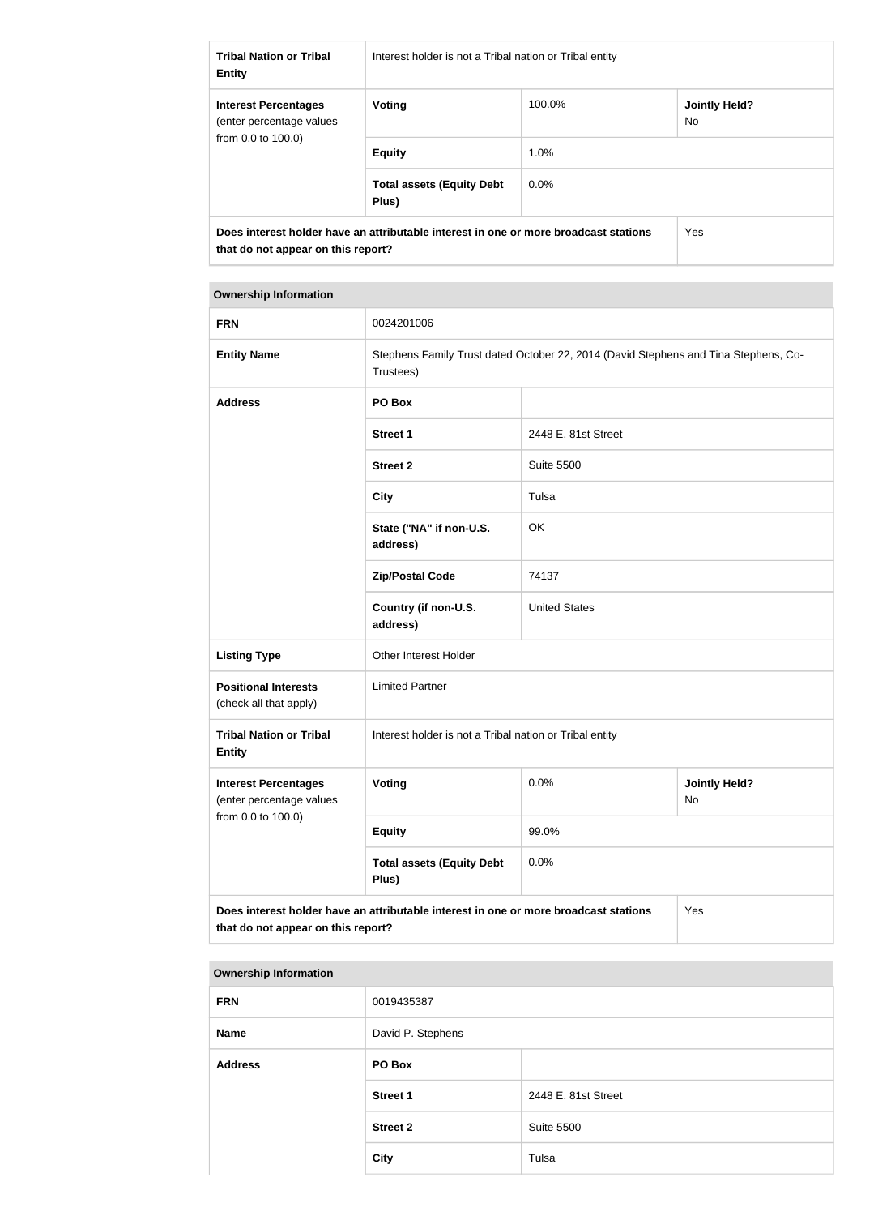| Tribal Nation or Tribal Entity | Interest holder is not a Tribal nation or Tribal entity | | |
|---|---|---|---|
| **Interest Percentages** (enter percentage values from 0.0 to 100.0) | **Voting** | 100.0% | **Jointly Held?** No |
| | **Equity** | 1.0% | |
| | **Total assets (Equity Debt Plus)** | 0.0% | |
| **Does interest holder have an attributable interest in one or more broadcast stations that do not appear on this report?** | | | Yes |

| Ownership Information | | | |
|---|---|---|---|
| **FRN** | 0024201006 | | |
| **Entity Name** | Stephens Family Trust dated October 22, 2014 (David Stephens and Tina Stephens, Co-Trustees) | | |
| **Address** | **PO Box** | | |
| | **Street 1** | 2448 E. 81st Street | |
| | **Street 2** | Suite 5500 | |
| | **City** | Tulsa | |
| | **State ("NA" if non-U.S. address)** | OK | |
| | **Zip/Postal Code** | 74137 | |
| | **Country (if non-U.S. address)** | United States | |
| **Listing Type** | Other Interest Holder | | |
| **Positional Interests** (check all that apply) | Limited Partner | | |
| **Tribal Nation or Tribal Entity** | Interest holder is not a Tribal nation or Tribal entity | | |
| **Interest Percentages** (enter percentage values from 0.0 to 100.0) | **Voting** | 0.0% | **Jointly Held?** No |
| | **Equity** | 99.0% | |
| | **Total assets (Equity Debt Plus)** | 0.0% | |
| **Does interest holder have an attributable interest in one or more broadcast stations that do not appear on this report?** | | | Yes |

| Ownership Information | | |
|---|---|---|
| **FRN** | 0019435387 | |
| **Name** | David P. Stephens | |
| **Address** | **PO Box** | |
| | **Street 1** | 2448 E. 81st Street |
| | **Street 2** | Suite 5500 |
| | **City** | Tulsa |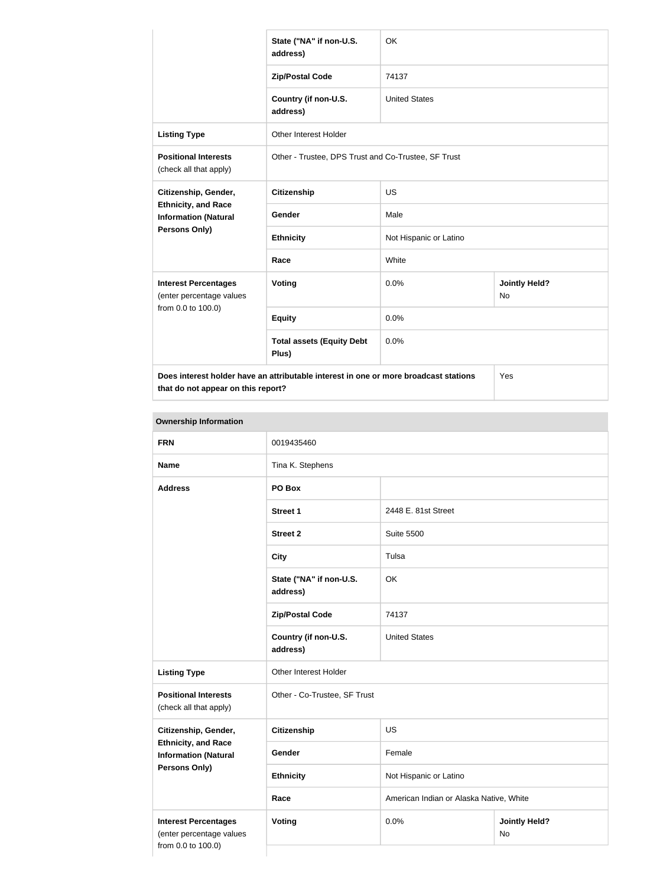| | | | |
|---|---|---|---|
| | State ("NA" if non-U.S. address) | OK | |
| | Zip/Postal Code | 74137 | |
| | Country (if non-U.S. address) | United States | |
| **Listing Type** | Other Interest Holder | | |
| **Positional Interests** (check all that apply) | Other - Trustee, DPS Trust and Co-Trustee, SF Trust | | |
| **Citizenship, Gender, Ethnicity, and Race Information (Natural Persons Only)** | **Citizenship** | US | |
| | **Gender** | Male | |
| | **Ethnicity** | Not Hispanic or Latino | |
| | **Race** | White | |
| **Interest Percentages** (enter percentage values from 0.0 to 100.0) | **Voting** | 0.0% | **Jointly Held?** No |
| | **Equity** | 0.0% | |
| | **Total assets (Equity Debt Plus)** | 0.0% | |
| **Does interest holder have an attributable interest in one or more broadcast stations that do not appear on this report?** | | | Yes |

**Ownership Information**

| | | | |
|---|---|---|---|
| **FRN** | 0019435460 | | |
| **Name** | Tina K. Stephens | | |
| **Address** | **PO Box** | | |
| | **Street 1** | 2448 E. 81st Street | |
| | **Street 2** | Suite 5500 | |
| | **City** | Tulsa | |
| | **State ("NA" if non-U.S. address)** | OK | |
| | **Zip/Postal Code** | 74137 | |
| | **Country (if non-U.S. address)** | United States | |
| **Listing Type** | Other Interest Holder | | |
| **Positional Interests** (check all that apply) | Other - Co-Trustee, SF Trust | | |
| **Citizenship, Gender, Ethnicity, and Race Information (Natural Persons Only)** | **Citizenship** | US | |
| | **Gender** | Female | |
| | **Ethnicity** | Not Hispanic or Latino | |
| | **Race** | American Indian or Alaska Native, White | |
| **Interest Percentages** (enter percentage values from 0.0 to 100.0) | **Voting** | 0.0% | **Jointly Held?** No |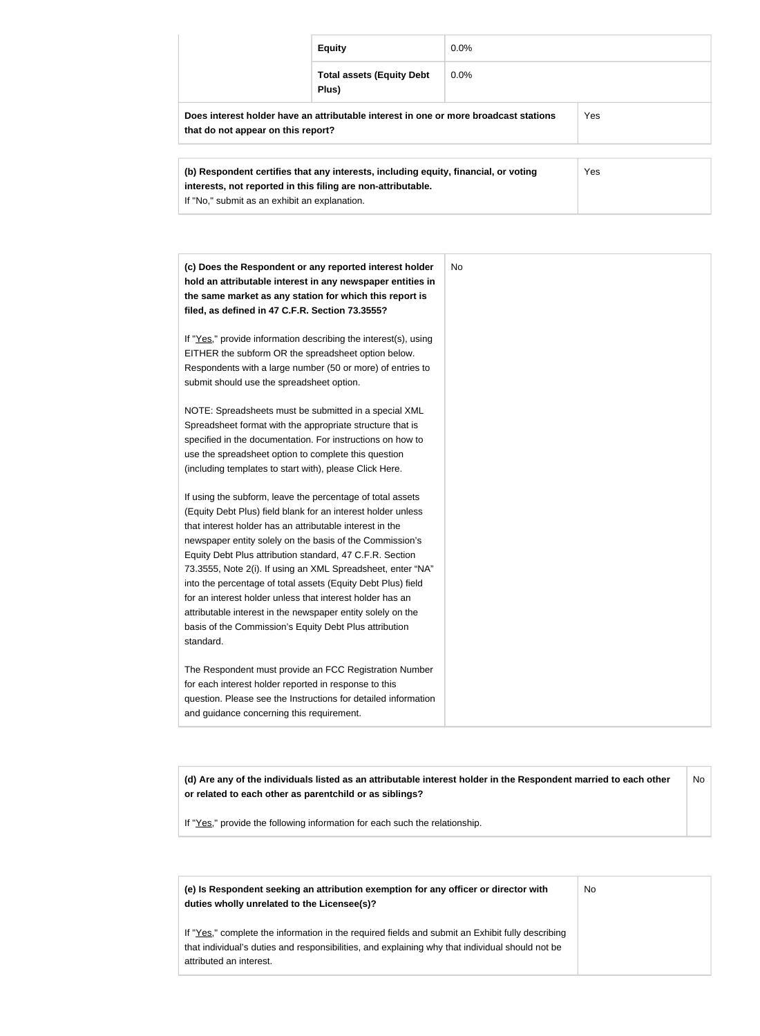| | | |
|---|---|---|
| | **Equity** | 0.0% |
| | **Total assets (Equity Debt Plus)** | 0.0% |

| | |
|---|---|
| **Does interest holder have an attributable interest in one or more broadcast stations that do not appear on this report?** | Yes |

| | |
|---|---|
| **(b) Respondent certifies that any interests, including equity, financial, or voting interests, not reported in this filing are non-attributable.**<br>If "No," submit as an exhibit an explanation. | Yes |

| | |
|---|---|
| **(c) Does the Respondent or any reported interest holder hold an attributable interest in any newspaper entities in the same market as any station for which this report is filed, as defined in 47 C.F.R. Section 73.3555?**<br><br>If "Yes," provide information describing the interest(s), using EITHER the subform OR the spreadsheet option below. Respondents with a large number (50 or more) of entries to submit should use the spreadsheet option.<br><br>NOTE: Spreadsheets must be submitted in a special XML Spreadsheet format with the appropriate structure that is specified in the documentation. For instructions on how to use the spreadsheet option to complete this question (including templates to start with), please Click Here.<br><br>If using the subform, leave the percentage of total assets (Equity Debt Plus) field blank for an interest holder unless that interest holder has an attributable interest in the newspaper entity solely on the basis of the Commission's Equity Debt Plus attribution standard, 47 C.F.R. Section 73.3555, Note 2(i). If using an XML Spreadsheet, enter "NA" into the percentage of total assets (Equity Debt Plus) field for an interest holder unless that interest holder has an attributable interest in the newspaper entity solely on the basis of the Commission's Equity Debt Plus attribution standard.<br><br>The Respondent must provide an FCC Registration Number for each interest holder reported in response to this question. Please see the Instructions for detailed information and guidance concerning this requirement. | No |

| | |
|---|---|
| **(d) Are any of the individuals listed as an attributable interest holder in the Respondent married to each other or related to each other as parentchild or as siblings?**<br><br>If "Yes," provide the following information for each such the relationship. | No |

| | |
|---|---|
| **(e) Is Respondent seeking an attribution exemption for any officer or director with duties wholly unrelated to the Licensee(s)?**<br><br>If "Yes," complete the information in the required fields and submit an Exhibit fully describing that individual's duties and responsibilities, and explaining why that individual should not be attributed an interest. | No |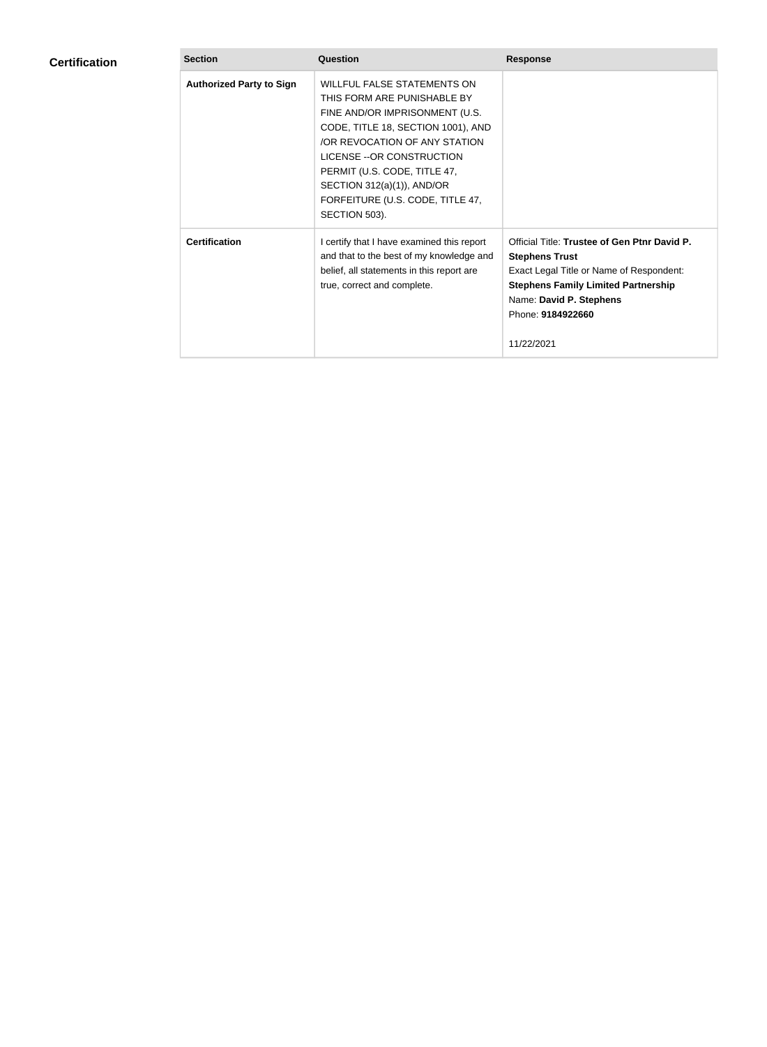## Certification

| Section | Question | Response |
| --- | --- | --- |
| **Authorized Party to Sign** | WILLFUL FALSE STATEMENTS ON THIS FORM ARE PUNISHABLE BY FINE AND/OR IMPRISONMENT (U.S. CODE, TITLE 18, SECTION 1001), AND /OR REVOCATION OF ANY STATION LICENSE --OR CONSTRUCTION PERMIT (U.S. CODE, TITLE 47, SECTION 312(a)(1)), AND/OR FORFEITURE (U.S. CODE, TITLE 47, SECTION 503). | |
| **Certification** | I certify that I have examined this report and that to the best of my knowledge and belief, all statements in this report are true, correct and complete. | Official Title: **Trustee of Gen Ptnr David P. Stephens Trust**<br>Exact Legal Title or Name of Respondent: **Stephens Family Limited Partnership**<br>Name: **David P. Stephens**<br>Phone: **9184922660**<br><br>11/22/2021 |